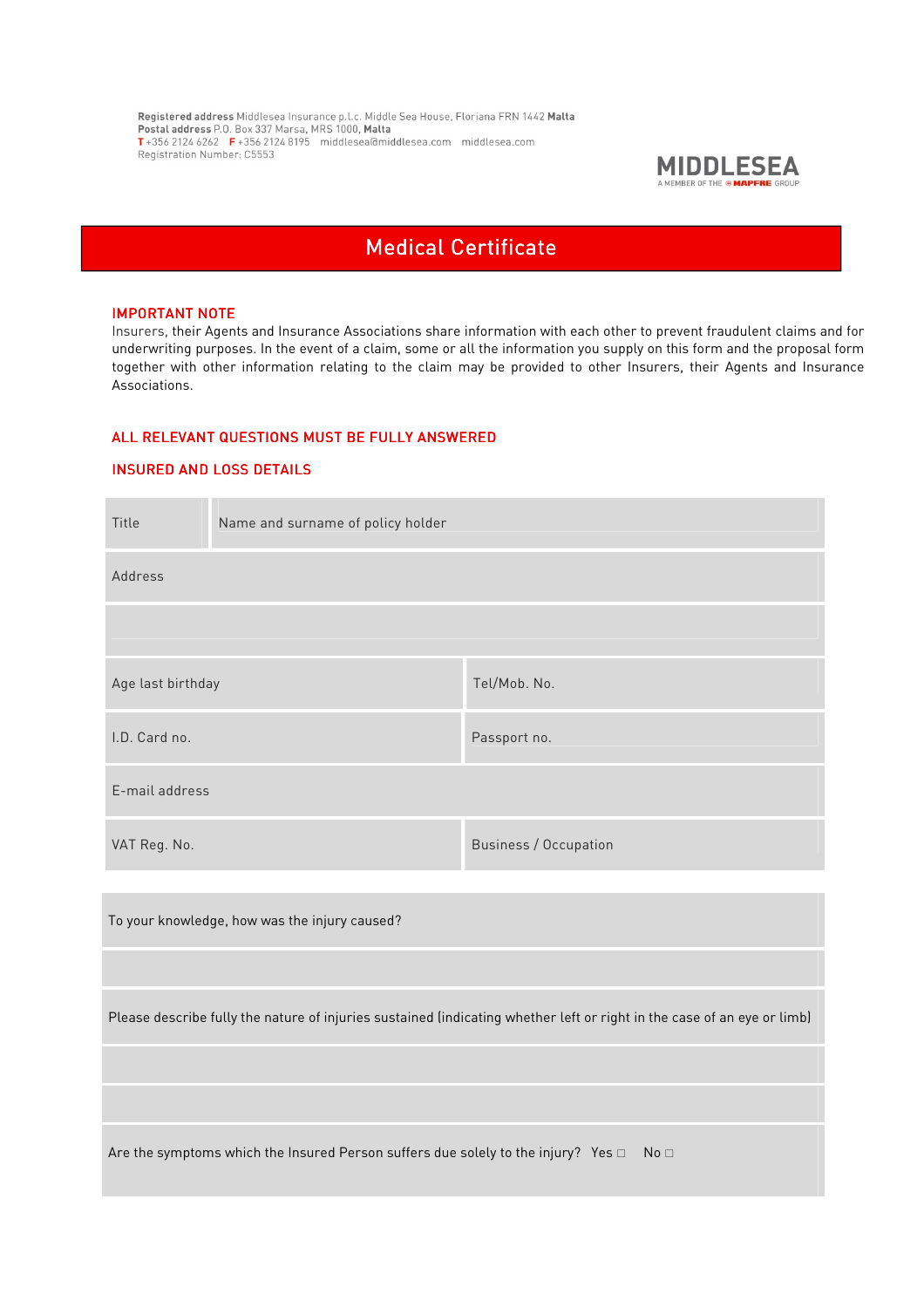Registered address Middlesea Insurance p.l.c. Middle Sea House, Floriana FRN 1442 Malta
Postal address P.O. Box 337 Marsa, MRS 1000, Malta
T +356 2124 6262 F +356 2124 8195 middlesea@middlesea.com middlesea.com
Registration Number: C5553

MIDDLESEA
A MEMBER OF THE MAPFRE GROUP

# Medical Certificate

## IMPORTANT NOTE

Insurers, their Agents and Insurance Associations share information with each other to prevent fraudulent claims and for underwriting purposes. In the event of a claim, some or all the information you supply on this form and the proposal form together with other information relating to the claim may be provided to other Insurers, their Agents and Insurance Associations.

## ALL RELEVANT QUESTIONS MUST BE FULLY ANSWERED

## INSURED AND LOSS DETAILS

| Title | Name and surname of policy holder |
|---|---|
| Address | |
| | |
| Age last birthday | Tel/Mob. No. |
| I.D. Card no. | Passport no. |
| E-mail address | |
| VAT Reg. No. | Business / Occupation |

| |
|---|
| To your knowledge, how was the injury caused? |
| |
| Please describe fully the nature of injuries sustained (indicating whether left or right in the case of an eye or limb) |
| |
| |
| Are the symptoms which the Insured Person suffers due solely to the injury? Yes □ No □ |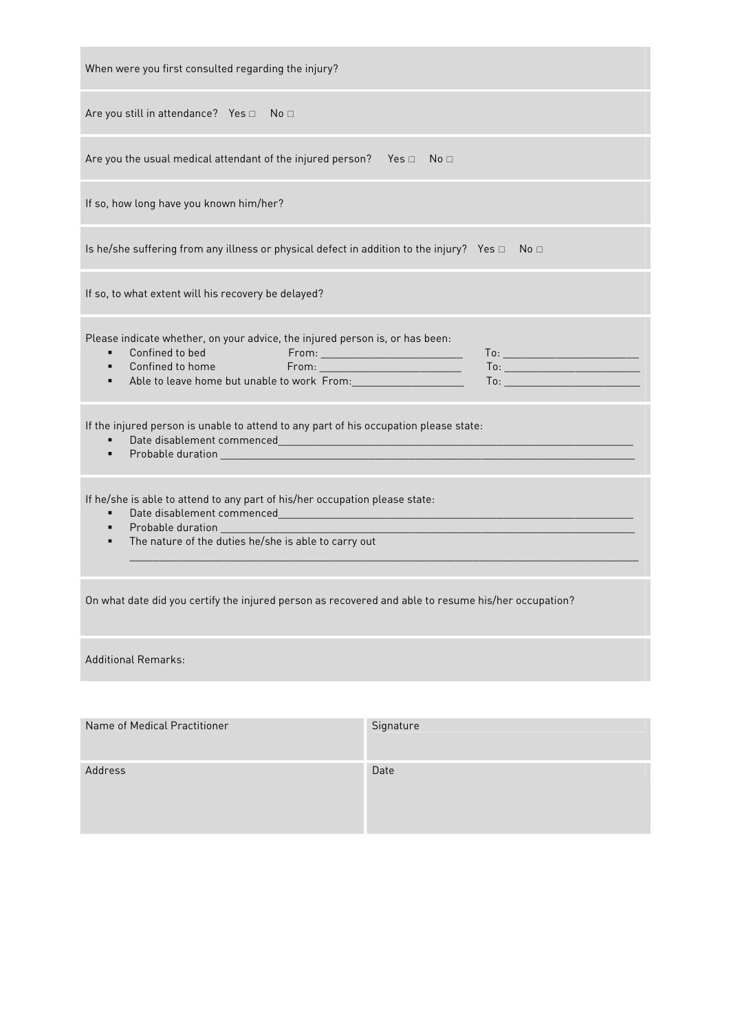When were you first consulted regarding the injury?

Are you still in attendance? Yes □ No □

Are you the usual medical attendant of the injured person? Yes □ No □

If so, how long have you known him/her?

Is he/she suffering from any illness or physical defect in addition to the injury? Yes □ No □

If so, to what extent will his recovery be delayed?

Please indicate whether, on your advice, the injured person is, or has been:

- Confined to bed From: ________________________ To: ________________________
- Confined to home From: ________________________ To: ________________________
- Able to leave home but unable to work From: ____________________ To: ________________________

If the injured person is unable to attend to any part of his occupation please state:

- Date disablement commenced________________________________________________________________
- Probable duration ________________________________________________________________________

If he/she is able to attend to any part of his/her occupation please state:

- Date disablement commenced________________________________________________________________
- Probable duration ________________________________________________________________________
- The nature of the duties he/she is able to carry out

  ________________________________________________________________________________________

On what date did you certify the injured person as recovered and able to resume his/her occupation?

Additional Remarks:

| Name of Medical Practitioner | Signature |
| --- | --- |
| Address | Date |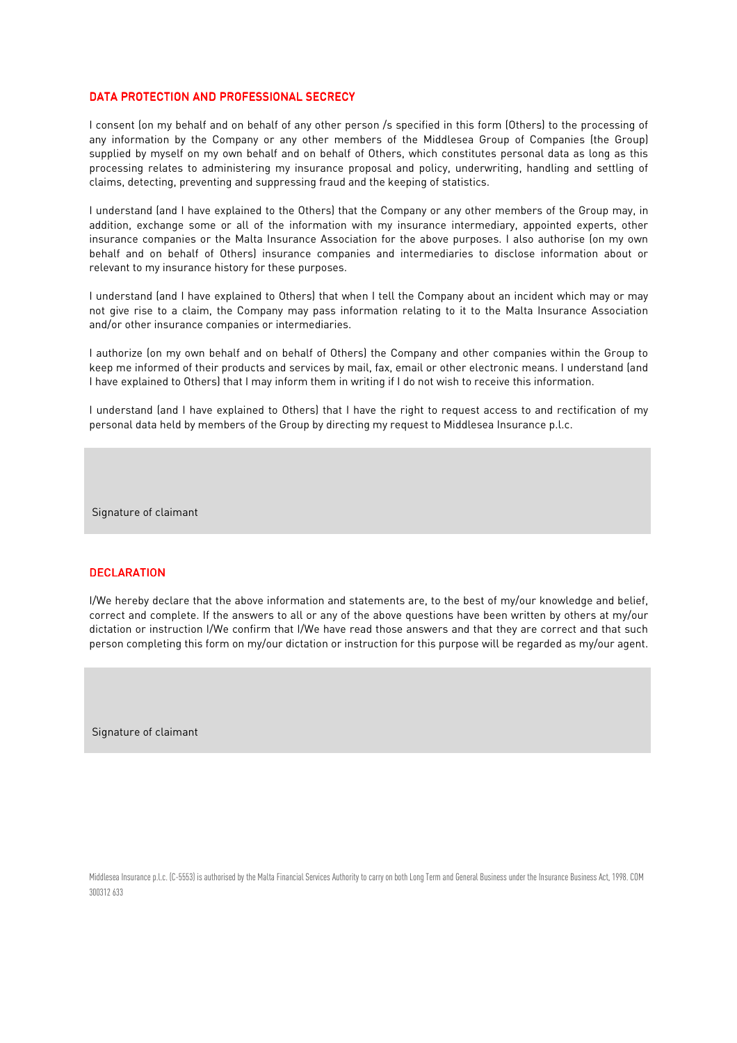## DATA PROTECTION AND PROFESSIONAL SECRECY

I consent (on my behalf and on behalf of any other person /s specified in this form (Others) to the processing of any information by the Company or any other members of the Middlesea Group of Companies (the Group) supplied by myself on my own behalf and on behalf of Others, which constitutes personal data as long as this processing relates to administering my insurance proposal and policy, underwriting, handling and settling of claims, detecting, preventing and suppressing fraud and the keeping of statistics.

I understand (and I have explained to the Others) that the Company or any other members of the Group may, in addition, exchange some or all of the information with my insurance intermediary, appointed experts, other insurance companies or the Malta Insurance Association for the above purposes. I also authorise (on my own behalf and on behalf of Others) insurance companies and intermediaries to disclose information about or relevant to my insurance history for these purposes.

I understand (and I have explained to Others) that when I tell the Company about an incident which may or may not give rise to a claim, the Company may pass information relating to it to the Malta Insurance Association and/or other insurance companies or intermediaries.

I authorize (on my own behalf and on behalf of Others) the Company and other companies within the Group to keep me informed of their products and services by mail, fax, email or other electronic means. I understand (and I have explained to Others) that I may inform them in writing if I do not wish to receive this information.

I understand (and I have explained to Others) that I have the right to request access to and rectification of my personal data held by members of the Group by directing my request to Middlesea Insurance p.l.c.

Signature of claimant

## DECLARATION

I/We hereby declare that the above information and statements are, to the best of my/our knowledge and belief, correct and complete. If the answers to all or any of the above questions have been written by others at my/our dictation or instruction I/We confirm that I/We have read those answers and that they are correct and that such person completing this form on my/our dictation or instruction for this purpose will be regarded as my/our agent.

Signature of claimant

Middlesea Insurance p.l.c. (C-5553) is authorised by the Malta Financial Services Authority to carry on both Long Term and General Business under the Insurance Business Act, 1998. COM 300312 633